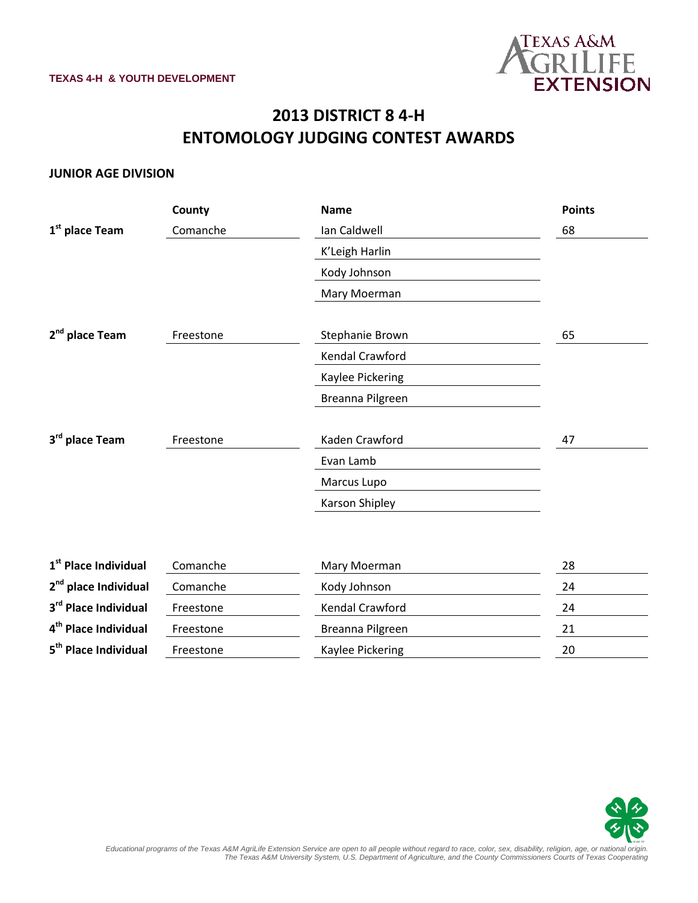TEXAS 4-H & YOUTH DEVELOPMENT

# 2013 DISTRICT 8 4-H
# ENTOMOLOGY JUDGING CONTEST AWARDS

## JUNIOR AGE DIVISION

| | County | Name | Points |
|---|---|---|---|
| **1st place Team** | Comanche | Ian Caldwell | 68 |
| | | K'Leigh Harlin | |
| | | Kody Johnson | |
| | | Mary Moerman | |
| **2nd place Team** | Freestone | Stephanie Brown | 65 |
| | | Kendal Crawford | |
| | | Kaylee Pickering | |
| | | Breanna Pilgreen | |
| **3rd place Team** | Freestone | Kaden Crawford | 47 |
| | | Evan Lamb | |
| | | Marcus Lupo | |
| | | Karson Shipley | |

| | County | Name | Points |
|---|---|---|---|
| **1st Place Individual** | Comanche | Mary Moerman | 28 |
| **2nd place Individual** | Comanche | Kody Johnson | 24 |
| **3rd Place Individual** | Freestone | Kendal Crawford | 24 |
| **4th Place Individual** | Freestone | Breanna Pilgreen | 21 |
| **5th Place Individual** | Freestone | Kaylee Pickering | 20 |

*Educational programs of the Texas A&M AgriLife Extension Service are open to all people without regard to race, color, sex, disability, religion, age, or national origin.*
*The Texas A&M University System, U.S. Department of Agriculture, and the County Commissioners Courts of Texas Cooperating*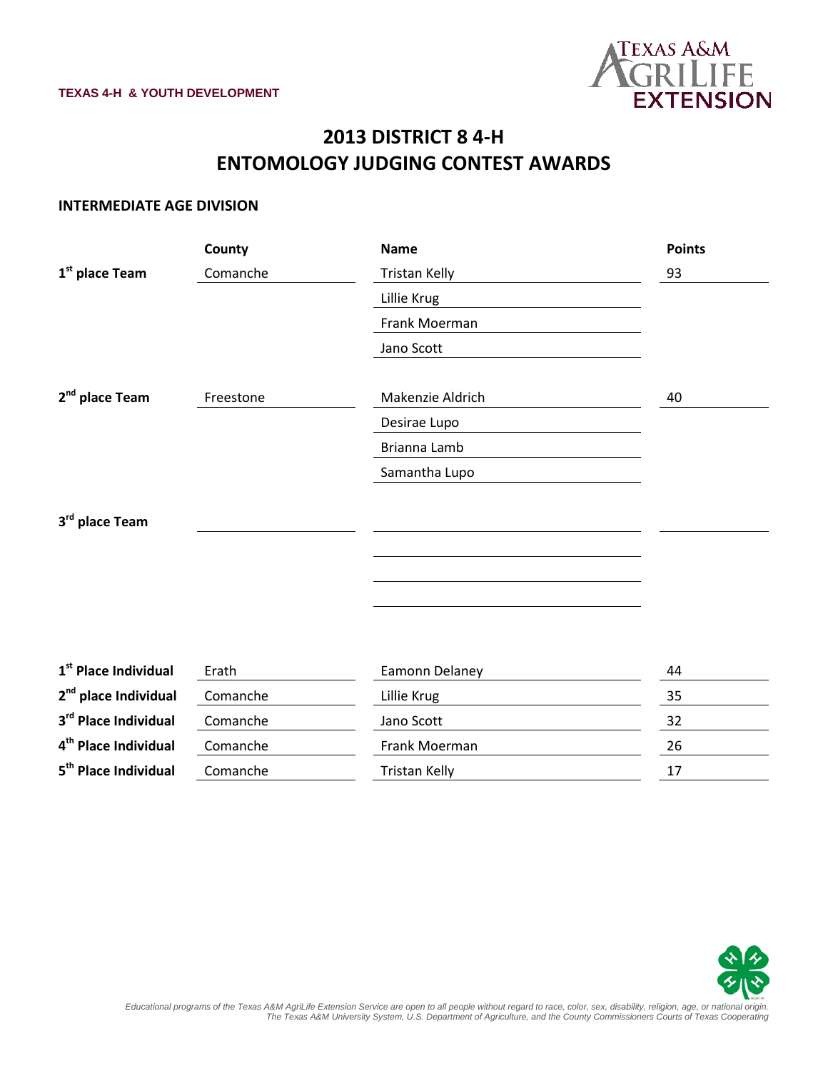TEXAS 4-H & YOUTH DEVELOPMENT

# 2013 DISTRICT 8 4-H ENTOMOLOGY JUDGING CONTEST AWARDS

## INTERMEDIATE AGE DIVISION

| | County | Name | Points |
|---|---|---|---|
| 1st place Team | Comanche | Tristan Kelly | 93 |
| | | Lillie Krug | |
| | | Frank Moerman | |
| | | Jano Scott | |
| 2nd place Team | Freestone | Makenzie Aldrich | 40 |
| | | Desirae Lupo | |
| | | Brianna Lamb | |
| | | Samantha Lupo | |
| 3rd place Team | | | |
| | | | |
| | | | |
| | | | |

| | County | Name | Points |
|---|---|---|---|
| 1st Place Individual | Erath | Eamonn Delaney | 44 |
| 2nd place Individual | Comanche | Lillie Krug | 35 |
| 3rd Place Individual | Comanche | Jano Scott | 32 |
| 4th Place Individual | Comanche | Frank Moerman | 26 |
| 5th Place Individual | Comanche | Tristan Kelly | 17 |

*Educational programs of the Texas A&M AgriLife Extension Service are open to all people without regard to race, color, sex, disability, religion, age, or national origin. The Texas A&M University System, U.S. Department of Agriculture, and the County Commissioners Courts of Texas Cooperating*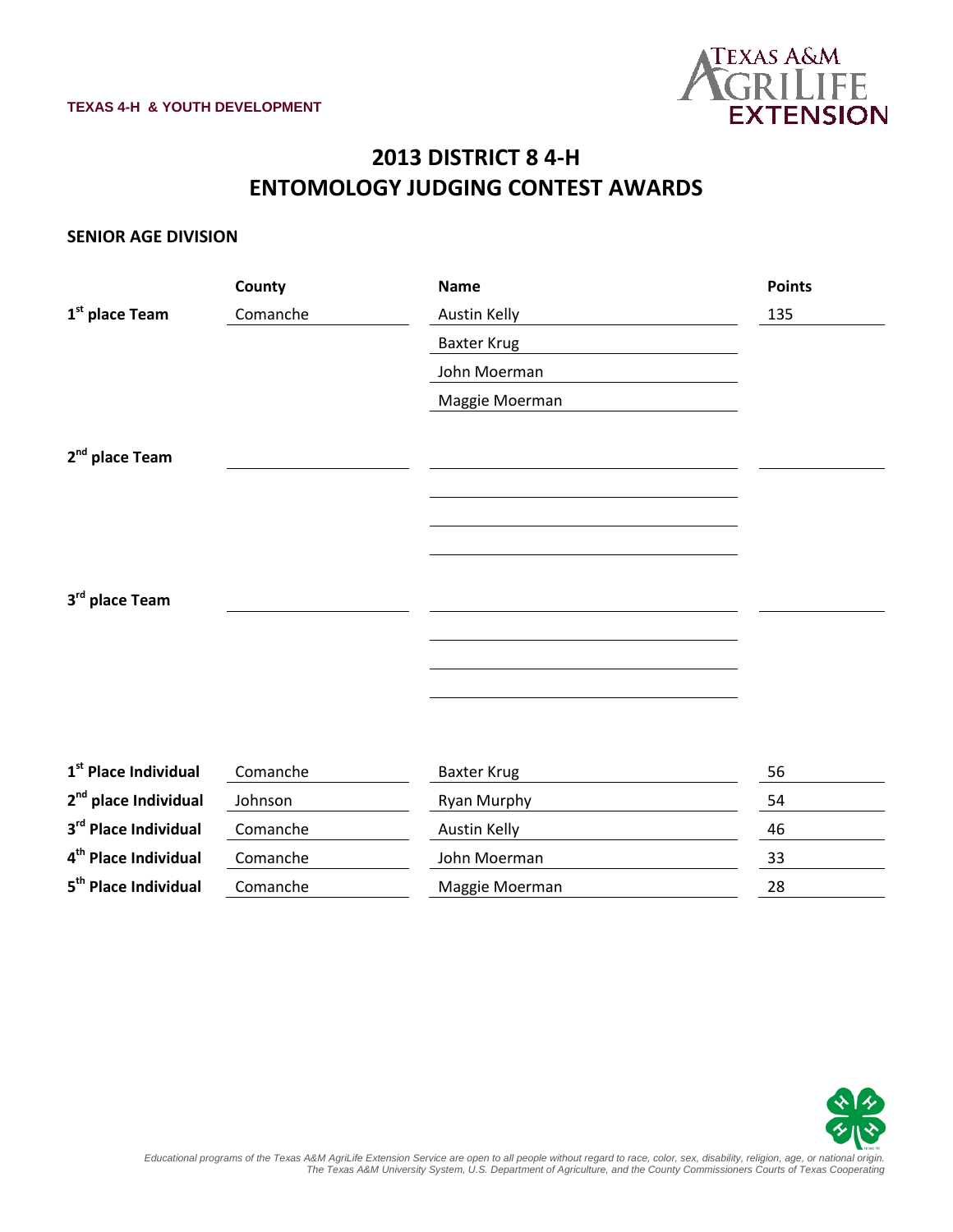TEXAS 4-H & YOUTH DEVELOPMENT

# 2013 DISTRICT 8 4-H
# ENTOMOLOGY JUDGING CONTEST AWARDS

## SENIOR AGE DIVISION

| | County | Name | Points |
|---|---|---|---|
| **1st place Team** | Comanche | Austin Kelly | 135 |
| | | Baxter Krug | |
| | | John Moerman | |
| | | Maggie Moerman | |
| **2nd place Team** | | | |
| | | | |
| | | | |
| | | | |
| **3rd place Team** | | | |
| | | | |
| | | | |
| | | | |

| | | | |
|---|---|---|---|
| **1st Place Individual** | Comanche | Baxter Krug | 56 |
| **2nd place Individual** | Johnson | Ryan Murphy | 54 |
| **3rd Place Individual** | Comanche | Austin Kelly | 46 |
| **4th Place Individual** | Comanche | John Moerman | 33 |
| **5th Place Individual** | Comanche | Maggie Moerman | 28 |

*Educational programs of the Texas A&M AgriLife Extension Service are open to all people without regard to race, color, sex, disability, religion, age, or national origin. The Texas A&M University System, U.S. Department of Agriculture, and the County Commissioners Courts of Texas Cooperating*